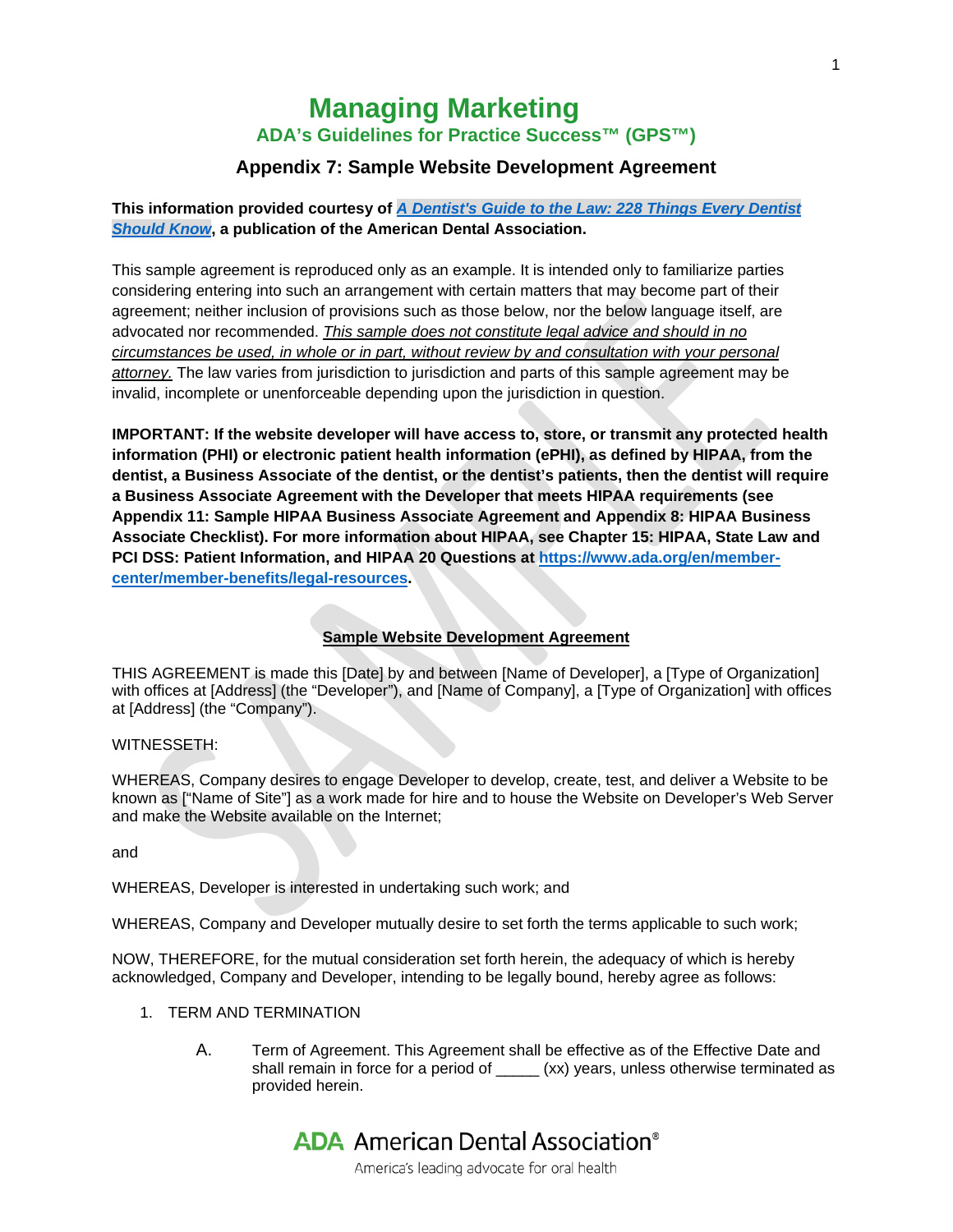# Managing Marketing

## ADA's Guidelines for Practice Success™ (GPS™)

### Appendix 7: Sample Website Development Agreement

**This information provided courtesy of *A Dentist's Guide to the Law: 228 Things Every Dentist Should Know*, a publication of the American Dental Association.**

This sample agreement is reproduced only as an example. It is intended only to familiarize parties considering entering into such an arrangement with certain matters that may become part of their agreement; neither inclusion of provisions such as those below, nor the below language itself, are advocated nor recommended. *This sample does not constitute legal advice and should in no circumstances be used, in whole or in part, without review by and consultation with your personal attorney.* The law varies from jurisdiction to jurisdiction and parts of this sample agreement may be invalid, incomplete or unenforceable depending upon the jurisdiction in question.

**IMPORTANT: If the website developer will have access to, store, or transmit any protected health information (PHI) or electronic patient health information (ePHI), as defined by HIPAA, from the dentist, a Business Associate of the dentist, or the dentist's patients, then the dentist will require a Business Associate Agreement with the Developer that meets HIPAA requirements (see Appendix 11: Sample HIPAA Business Associate Agreement and Appendix 8: HIPAA Business Associate Checklist). For more information about HIPAA, see Chapter 15: HIPAA, State Law and PCI DSS: Patient Information, and HIPAA 20 Questions at https://www.ada.org/en/member-center/member-benefits/legal-resources.**

**Sample Website Development Agreement**

THIS AGREEMENT is made this [Date] by and between [Name of Developer], a [Type of Organization] with offices at [Address] (the "Developer"), and [Name of Company], a [Type of Organization] with offices at [Address] (the "Company").

WITNESSETH:

WHEREAS, Company desires to engage Developer to develop, create, test, and deliver a Website to be known as ["Name of Site"] as a work made for hire and to house the Website on Developer's Web Server and make the Website available on the Internet;

and

WHEREAS, Developer is interested in undertaking such work; and

WHEREAS, Company and Developer mutually desire to set forth the terms applicable to such work;

NOW, THEREFORE, for the mutual consideration set forth herein, the adequacy of which is hereby acknowledged, Company and Developer, intending to be legally bound, hereby agree as follows:

1. TERM AND TERMINATION

   A. Term of Agreement. This Agreement shall be effective as of the Effective Date and shall remain in force for a period of _____ (xx) years, unless otherwise terminated as provided herein.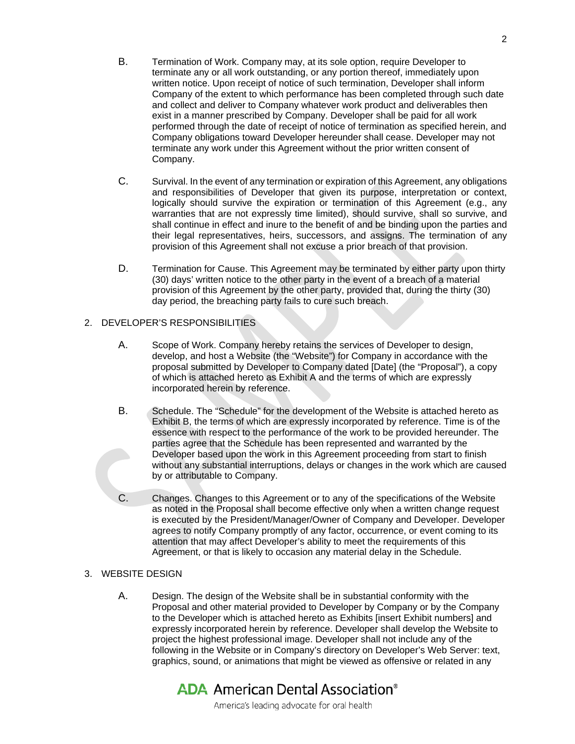B. Termination of Work. Company may, at its sole option, require Developer to terminate any or all work outstanding, or any portion thereof, immediately upon written notice. Upon receipt of notice of such termination, Developer shall inform Company of the extent to which performance has been completed through such date and collect and deliver to Company whatever work product and deliverables then exist in a manner prescribed by Company. Developer shall be paid for all work performed through the date of receipt of notice of termination as specified herein, and Company obligations toward Developer hereunder shall cease. Developer may not terminate any work under this Agreement without the prior written consent of Company.

C. Survival. In the event of any termination or expiration of this Agreement, any obligations and responsibilities of Developer that given its purpose, interpretation or context, logically should survive the expiration or termination of this Agreement (e.g., any warranties that are not expressly time limited), should survive, shall so survive, and shall continue in effect and inure to the benefit of and be binding upon the parties and their legal representatives, heirs, successors, and assigns. The termination of any provision of this Agreement shall not excuse a prior breach of that provision.

D. Termination for Cause. This Agreement may be terminated by either party upon thirty (30) days' written notice to the other party in the event of a breach of a material provision of this Agreement by the other party, provided that, during the thirty (30) day period, the breaching party fails to cure such breach.

2. DEVELOPER'S RESPONSIBILITIES

A. Scope of Work. Company hereby retains the services of Developer to design, develop, and host a Website (the "Website") for Company in accordance with the proposal submitted by Developer to Company dated [Date] (the "Proposal"), a copy of which is attached hereto as Exhibit A and the terms of which are expressly incorporated herein by reference.

B. Schedule. The "Schedule" for the development of the Website is attached hereto as Exhibit B, the terms of which are expressly incorporated by reference. Time is of the essence with respect to the performance of the work to be provided hereunder. The parties agree that the Schedule has been represented and warranted by the Developer based upon the work in this Agreement proceeding from start to finish without any substantial interruptions, delays or changes in the work which are caused by or attributable to Company.

C. Changes. Changes to this Agreement or to any of the specifications of the Website as noted in the Proposal shall become effective only when a written change request is executed by the President/Manager/Owner of Company and Developer. Developer agrees to notify Company promptly of any factor, occurrence, or event coming to its attention that may affect Developer's ability to meet the requirements of this Agreement, or that is likely to occasion any material delay in the Schedule.

3. WEBSITE DESIGN

A. Design. The design of the Website shall be in substantial conformity with the Proposal and other material provided to Developer by Company or by the Company to the Developer which is attached hereto as Exhibits [insert Exhibit numbers] and expressly incorporated herein by reference. Developer shall develop the Website to project the highest professional image. Developer shall not include any of the following in the Website or in Company's directory on Developer's Web Server: text, graphics, sound, or animations that might be viewed as offensive or related in any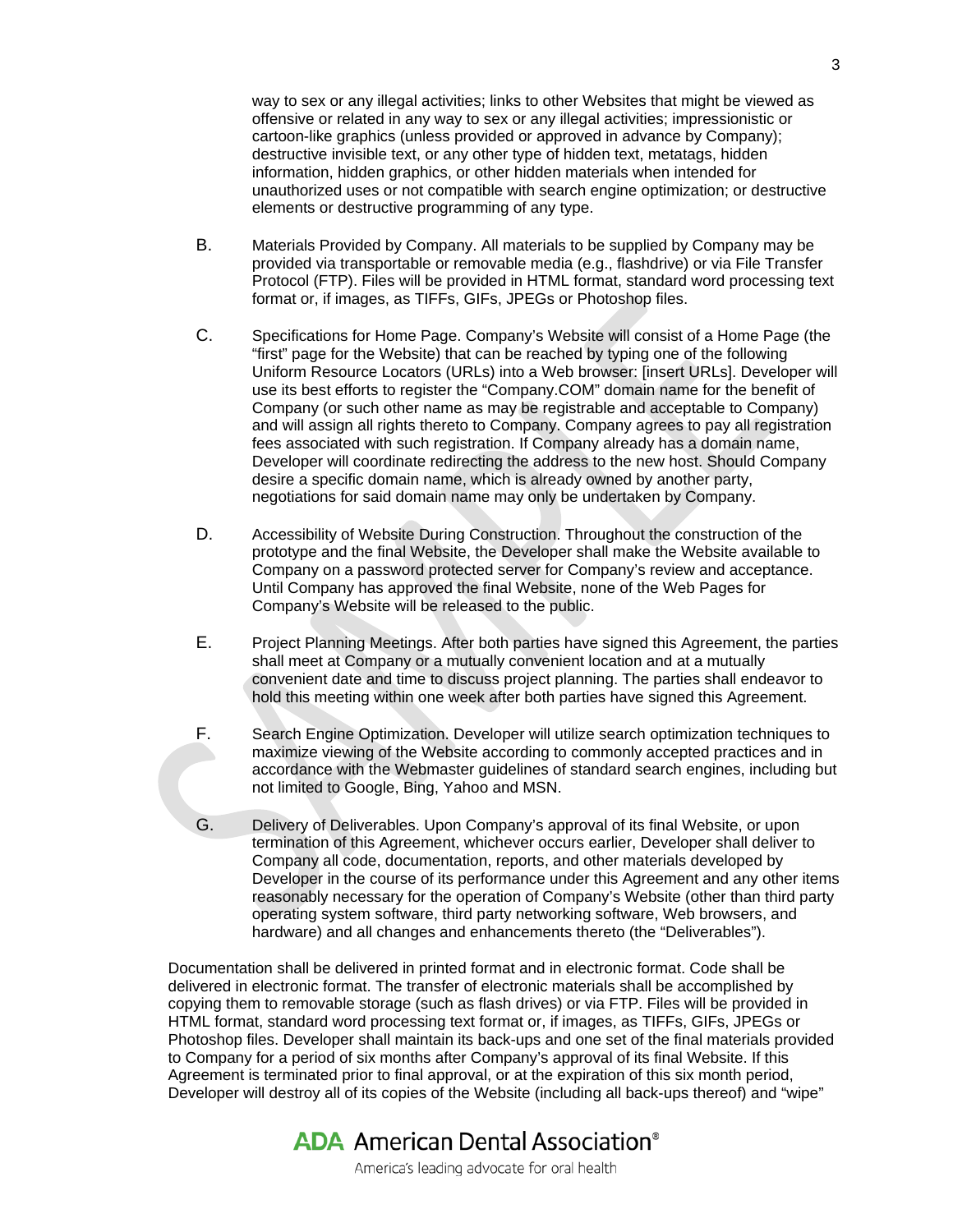way to sex or any illegal activities; links to other Websites that might be viewed as offensive or related in any way to sex or any illegal activities; impressionistic or cartoon-like graphics (unless provided or approved in advance by Company); destructive invisible text, or any other type of hidden text, metatags, hidden information, hidden graphics, or other hidden materials when intended for unauthorized uses or not compatible with search engine optimization; or destructive elements or destructive programming of any type.

B. Materials Provided by Company. All materials to be supplied by Company may be provided via transportable or removable media (e.g., flashdrive) or via File Transfer Protocol (FTP). Files will be provided in HTML format, standard word processing text format or, if images, as TIFFs, GIFs, JPEGs or Photoshop files.

C. Specifications for Home Page. Company's Website will consist of a Home Page (the "first" page for the Website) that can be reached by typing one of the following Uniform Resource Locators (URLs) into a Web browser: [insert URLs]. Developer will use its best efforts to register the "Company.COM" domain name for the benefit of Company (or such other name as may be registrable and acceptable to Company) and will assign all rights thereto to Company. Company agrees to pay all registration fees associated with such registration. If Company already has a domain name, Developer will coordinate redirecting the address to the new host. Should Company desire a specific domain name, which is already owned by another party, negotiations for said domain name may only be undertaken by Company.

D. Accessibility of Website During Construction. Throughout the construction of the prototype and the final Website, the Developer shall make the Website available to Company on a password protected server for Company's review and acceptance. Until Company has approved the final Website, none of the Web Pages for Company's Website will be released to the public.

E. Project Planning Meetings. After both parties have signed this Agreement, the parties shall meet at Company or a mutually convenient location and at a mutually convenient date and time to discuss project planning. The parties shall endeavor to hold this meeting within one week after both parties have signed this Agreement.

F. Search Engine Optimization. Developer will utilize search optimization techniques to maximize viewing of the Website according to commonly accepted practices and in accordance with the Webmaster guidelines of standard search engines, including but not limited to Google, Bing, Yahoo and MSN.

G. Delivery of Deliverables. Upon Company's approval of its final Website, or upon termination of this Agreement, whichever occurs earlier, Developer shall deliver to Company all code, documentation, reports, and other materials developed by Developer in the course of its performance under this Agreement and any other items reasonably necessary for the operation of Company's Website (other than third party operating system software, third party networking software, Web browsers, and hardware) and all changes and enhancements thereto (the "Deliverables").

Documentation shall be delivered in printed format and in electronic format. Code shall be delivered in electronic format. The transfer of electronic materials shall be accomplished by copying them to removable storage (such as flash drives) or via FTP. Files will be provided in HTML format, standard word processing text format or, if images, as TIFFs, GIFs, JPEGs or Photoshop files. Developer shall maintain its back-ups and one set of the final materials provided to Company for a period of six months after Company's approval of its final Website. If this Agreement is terminated prior to final approval, or at the expiration of this six month period, Developer will destroy all of its copies of the Website (including all back-ups thereof) and "wipe"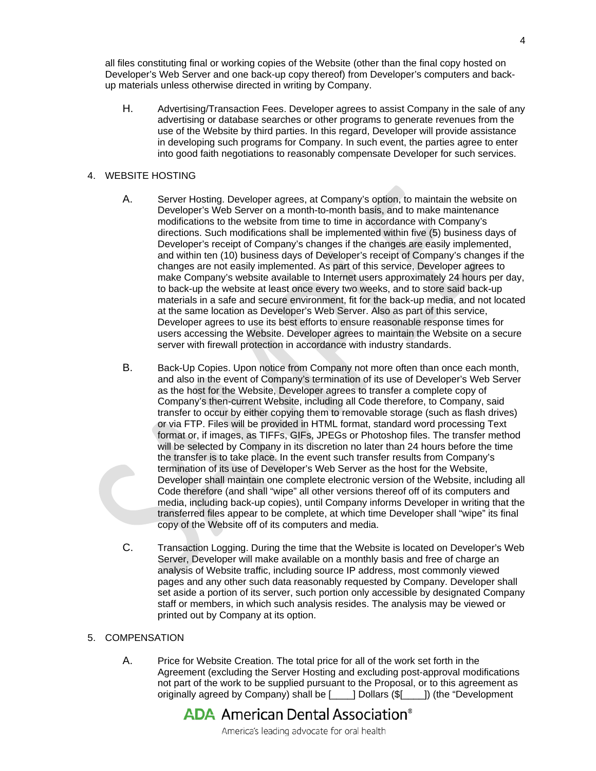all files constituting final or working copies of the Website (other than the final copy hosted on Developer's Web Server and one back-up copy thereof) from Developer's computers and back-up materials unless otherwise directed in writing by Company.

H. Advertising/Transaction Fees. Developer agrees to assist Company in the sale of any advertising or database searches or other programs to generate revenues from the use of the Website by third parties. In this regard, Developer will provide assistance in developing such programs for Company. In such event, the parties agree to enter into good faith negotiations to reasonably compensate Developer for such services.

4. WEBSITE HOSTING

A. Server Hosting. Developer agrees, at Company's option, to maintain the website on Developer's Web Server on a month-to-month basis, and to make maintenance modifications to the website from time to time in accordance with Company's directions. Such modifications shall be implemented within five (5) business days of Developer's receipt of Company's changes if the changes are easily implemented, and within ten (10) business days of Developer's receipt of Company's changes if the changes are not easily implemented. As part of this service, Developer agrees to make Company's website available to Internet users approximately 24 hours per day, to back-up the website at least once every two weeks, and to store said back-up materials in a safe and secure environment, fit for the back-up media, and not located at the same location as Developer's Web Server. Also as part of this service, Developer agrees to use its best efforts to ensure reasonable response times for users accessing the Website. Developer agrees to maintain the Website on a secure server with firewall protection in accordance with industry standards.

B. Back-Up Copies. Upon notice from Company not more often than once each month, and also in the event of Company's termination of its use of Developer's Web Server as the host for the Website, Developer agrees to transfer a complete copy of Company's then-current Website, including all Code therefore, to Company, said transfer to occur by either copying them to removable storage (such as flash drives) or via FTP. Files will be provided in HTML format, standard word processing Text format or, if images, as TIFFs, GIFs, JPEGs or Photoshop files. The transfer method will be selected by Company in its discretion no later than 24 hours before the time the transfer is to take place. In the event such transfer results from Company's termination of its use of Developer's Web Server as the host for the Website, Developer shall maintain one complete electronic version of the Website, including all Code therefore (and shall "wipe" all other versions thereof off of its computers and media, including back-up copies), until Company informs Developer in writing that the transferred files appear to be complete, at which time Developer shall "wipe" its final copy of the Website off of its computers and media.

C. Transaction Logging. During the time that the Website is located on Developer's Web Server, Developer will make available on a monthly basis and free of charge an analysis of Website traffic, including source IP address, most commonly viewed pages and any other such data reasonably requested by Company. Developer shall set aside a portion of its server, such portion only accessible by designated Company staff or members, in which such analysis resides. The analysis may be viewed or printed out by Company at its option.

5. COMPENSATION

A. Price for Website Creation. The total price for all of the work set forth in the Agreement (excluding the Server Hosting and excluding post-approval modifications not part of the work to be supplied pursuant to the Proposal, or to this agreement as originally agreed by Company) shall be [____] Dollars ($[____]) (the "Development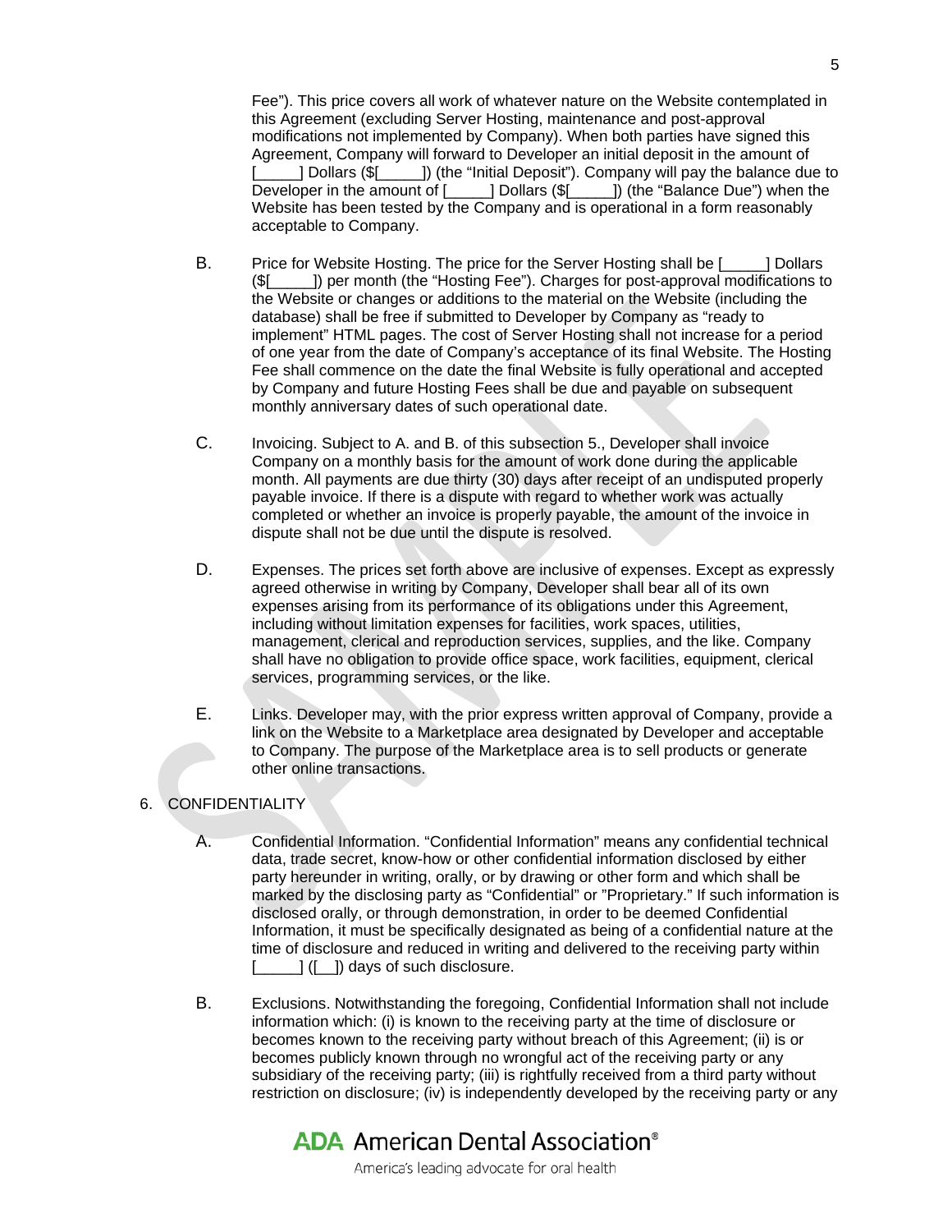Fee"). This price covers all work of whatever nature on the Website contemplated in this Agreement (excluding Server Hosting, maintenance and post-approval modifications not implemented by Company). When both parties have signed this Agreement, Company will forward to Developer an initial deposit in the amount of [_____] Dollars ($[_____]) (the "Initial Deposit"). Company will pay the balance due to Developer in the amount of [_____] Dollars ($[_____]) (the "Balance Due") when the Website has been tested by the Company and is operational in a form reasonably acceptable to Company.

B. Price for Website Hosting. The price for the Server Hosting shall be [_____] Dollars ($[_____]) per month (the "Hosting Fee"). Charges for post-approval modifications to the Website or changes or additions to the material on the Website (including the database) shall be free if submitted to Developer by Company as "ready to implement" HTML pages. The cost of Server Hosting shall not increase for a period of one year from the date of Company's acceptance of its final Website. The Hosting Fee shall commence on the date the final Website is fully operational and accepted by Company and future Hosting Fees shall be due and payable on subsequent monthly anniversary dates of such operational date.

C. Invoicing. Subject to A. and B. of this subsection 5., Developer shall invoice Company on a monthly basis for the amount of work done during the applicable month. All payments are due thirty (30) days after receipt of an undisputed properly payable invoice. If there is a dispute with regard to whether work was actually completed or whether an invoice is properly payable, the amount of the invoice in dispute shall not be due until the dispute is resolved.

D. Expenses. The prices set forth above are inclusive of expenses. Except as expressly agreed otherwise in writing by Company, Developer shall bear all of its own expenses arising from its performance of its obligations under this Agreement, including without limitation expenses for facilities, work spaces, utilities, management, clerical and reproduction services, supplies, and the like. Company shall have no obligation to provide office space, work facilities, equipment, clerical services, programming services, or the like.

E. Links. Developer may, with the prior express written approval of Company, provide a link on the Website to a Marketplace area designated by Developer and acceptable to Company. The purpose of the Marketplace area is to sell products or generate other online transactions.

6. CONFIDENTIALITY

A. Confidential Information. "Confidential Information" means any confidential technical data, trade secret, know-how or other confidential information disclosed by either party hereunder in writing, orally, or by drawing or other form and which shall be marked by the disclosing party as "Confidential" or "Proprietary." If such information is disclosed orally, or through demonstration, in order to be deemed Confidential Information, it must be specifically designated as being of a confidential nature at the time of disclosure and reduced in writing and delivered to the receiving party within [_____] ([__]) days of such disclosure.

B. Exclusions. Notwithstanding the foregoing, Confidential Information shall not include information which: (i) is known to the receiving party at the time of disclosure or becomes known to the receiving party without breach of this Agreement; (ii) is or becomes publicly known through no wrongful act of the receiving party or any subsidiary of the receiving party; (iii) is rightfully received from a third party without restriction on disclosure; (iv) is independently developed by the receiving party or any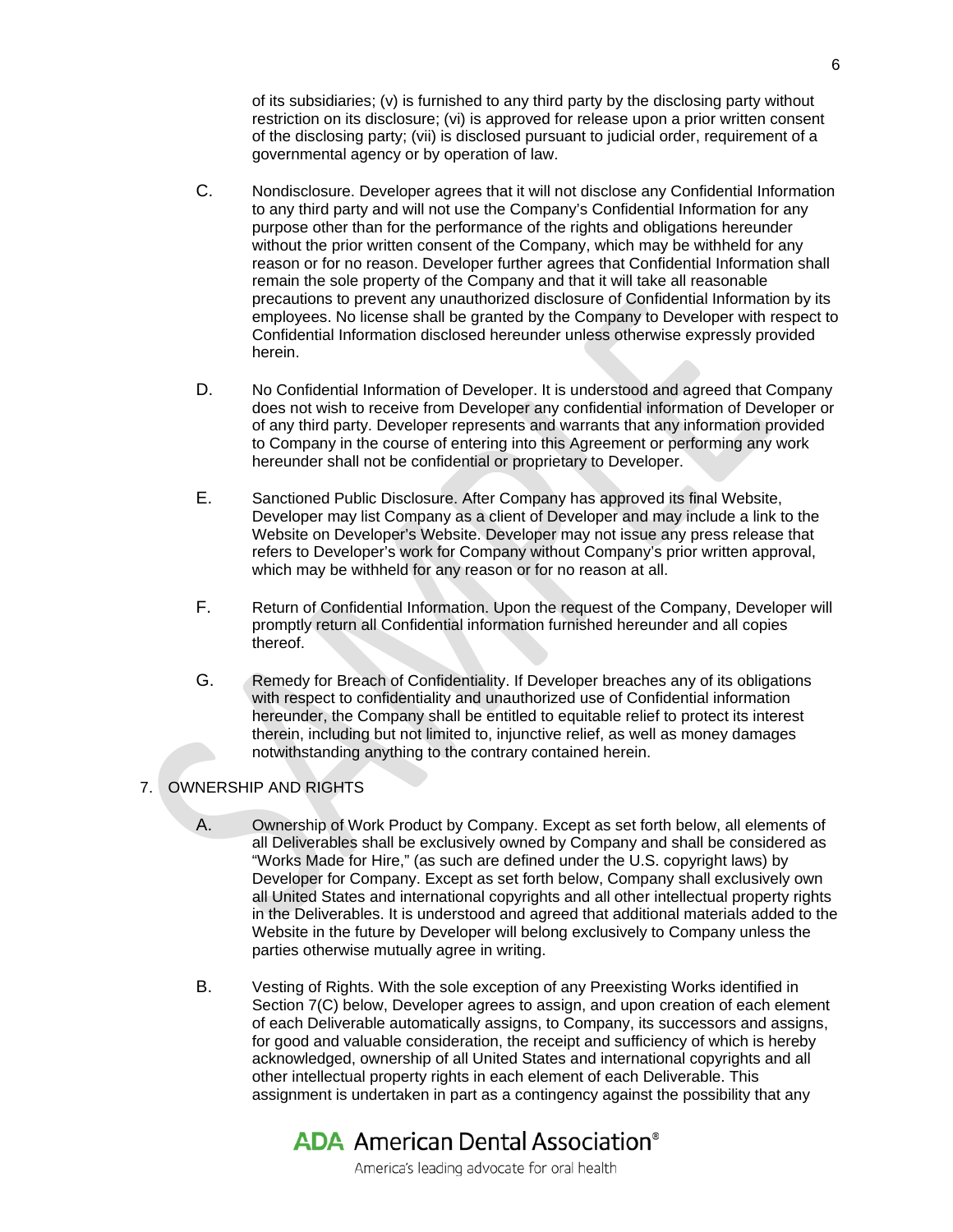of its subsidiaries; (v) is furnished to any third party by the disclosing party without restriction on its disclosure; (vi) is approved for release upon a prior written consent of the disclosing party; (vii) is disclosed pursuant to judicial order, requirement of a governmental agency or by operation of law.

C. Nondisclosure. Developer agrees that it will not disclose any Confidential Information to any third party and will not use the Company's Confidential Information for any purpose other than for the performance of the rights and obligations hereunder without the prior written consent of the Company, which may be withheld for any reason or for no reason. Developer further agrees that Confidential Information shall remain the sole property of the Company and that it will take all reasonable precautions to prevent any unauthorized disclosure of Confidential Information by its employees. No license shall be granted by the Company to Developer with respect to Confidential Information disclosed hereunder unless otherwise expressly provided herein.

D. No Confidential Information of Developer. It is understood and agreed that Company does not wish to receive from Developer any confidential information of Developer or of any third party. Developer represents and warrants that any information provided to Company in the course of entering into this Agreement or performing any work hereunder shall not be confidential or proprietary to Developer.

E. Sanctioned Public Disclosure. After Company has approved its final Website, Developer may list Company as a client of Developer and may include a link to the Website on Developer's Website. Developer may not issue any press release that refers to Developer's work for Company without Company's prior written approval, which may be withheld for any reason or for no reason at all.

F. Return of Confidential Information. Upon the request of the Company, Developer will promptly return all Confidential information furnished hereunder and all copies thereof.

G. Remedy for Breach of Confidentiality. If Developer breaches any of its obligations with respect to confidentiality and unauthorized use of Confidential information hereunder, the Company shall be entitled to equitable relief to protect its interest therein, including but not limited to, injunctive relief, as well as money damages notwithstanding anything to the contrary contained herein.

7. OWNERSHIP AND RIGHTS

A. Ownership of Work Product by Company. Except as set forth below, all elements of all Deliverables shall be exclusively owned by Company and shall be considered as "Works Made for Hire," (as such are defined under the U.S. copyright laws) by Developer for Company. Except as set forth below, Company shall exclusively own all United States and international copyrights and all other intellectual property rights in the Deliverables. It is understood and agreed that additional materials added to the Website in the future by Developer will belong exclusively to Company unless the parties otherwise mutually agree in writing.

B. Vesting of Rights. With the sole exception of any Preexisting Works identified in Section 7(C) below, Developer agrees to assign, and upon creation of each element of each Deliverable automatically assigns, to Company, its successors and assigns, for good and valuable consideration, the receipt and sufficiency of which is hereby acknowledged, ownership of all United States and international copyrights and all other intellectual property rights in each element of each Deliverable. This assignment is undertaken in part as a contingency against the possibility that any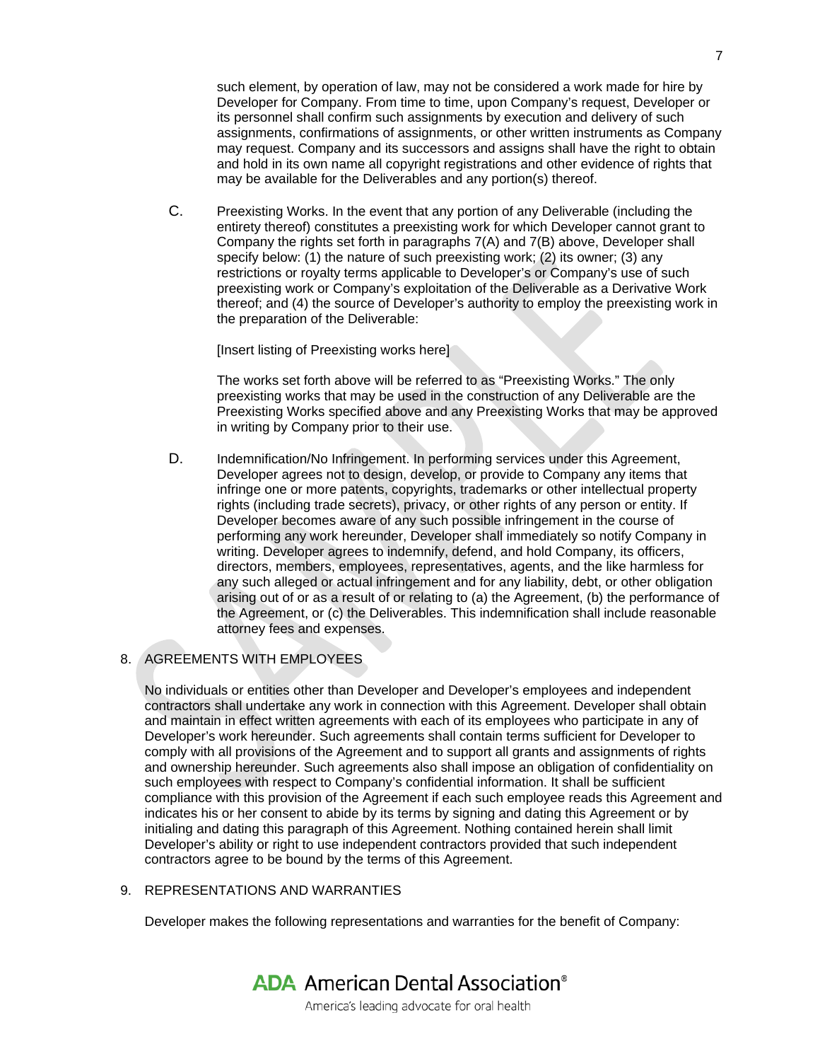such element, by operation of law, may not be considered a work made for hire by Developer for Company. From time to time, upon Company's request, Developer or its personnel shall confirm such assignments by execution and delivery of such assignments, confirmations of assignments, or other written instruments as Company may request. Company and its successors and assigns shall have the right to obtain and hold in its own name all copyright registrations and other evidence of rights that may be available for the Deliverables and any portion(s) thereof.

C. Preexisting Works. In the event that any portion of any Deliverable (including the entirety thereof) constitutes a preexisting work for which Developer cannot grant to Company the rights set forth in paragraphs 7(A) and 7(B) above, Developer shall specify below: (1) the nature of such preexisting work; (2) its owner; (3) any restrictions or royalty terms applicable to Developer's or Company's use of such preexisting work or Company's exploitation of the Deliverable as a Derivative Work thereof; and (4) the source of Developer's authority to employ the preexisting work in the preparation of the Deliverable:

[Insert listing of Preexisting works here]

The works set forth above will be referred to as "Preexisting Works." The only preexisting works that may be used in the construction of any Deliverable are the Preexisting Works specified above and any Preexisting Works that may be approved in writing by Company prior to their use.

D. Indemnification/No Infringement. In performing services under this Agreement, Developer agrees not to design, develop, or provide to Company any items that infringe one or more patents, copyrights, trademarks or other intellectual property rights (including trade secrets), privacy, or other rights of any person or entity. If Developer becomes aware of any such possible infringement in the course of performing any work hereunder, Developer shall immediately so notify Company in writing. Developer agrees to indemnify, defend, and hold Company, its officers, directors, members, employees, representatives, agents, and the like harmless for any such alleged or actual infringement and for any liability, debt, or other obligation arising out of or as a result of or relating to (a) the Agreement, (b) the performance of the Agreement, or (c) the Deliverables. This indemnification shall include reasonable attorney fees and expenses.

## 8. AGREEMENTS WITH EMPLOYEES

No individuals or entities other than Developer and Developer's employees and independent contractors shall undertake any work in connection with this Agreement. Developer shall obtain and maintain in effect written agreements with each of its employees who participate in any of Developer's work hereunder. Such agreements shall contain terms sufficient for Developer to comply with all provisions of the Agreement and to support all grants and assignments of rights and ownership hereunder. Such agreements also shall impose an obligation of confidentiality on such employees with respect to Company's confidential information. It shall be sufficient compliance with this provision of the Agreement if each such employee reads this Agreement and indicates his or her consent to abide by its terms by signing and dating this Agreement or by initialing and dating this paragraph of this Agreement. Nothing contained herein shall limit Developer's ability or right to use independent contractors provided that such independent contractors agree to be bound by the terms of this Agreement.

## 9. REPRESENTATIONS AND WARRANTIES

Developer makes the following representations and warranties for the benefit of Company: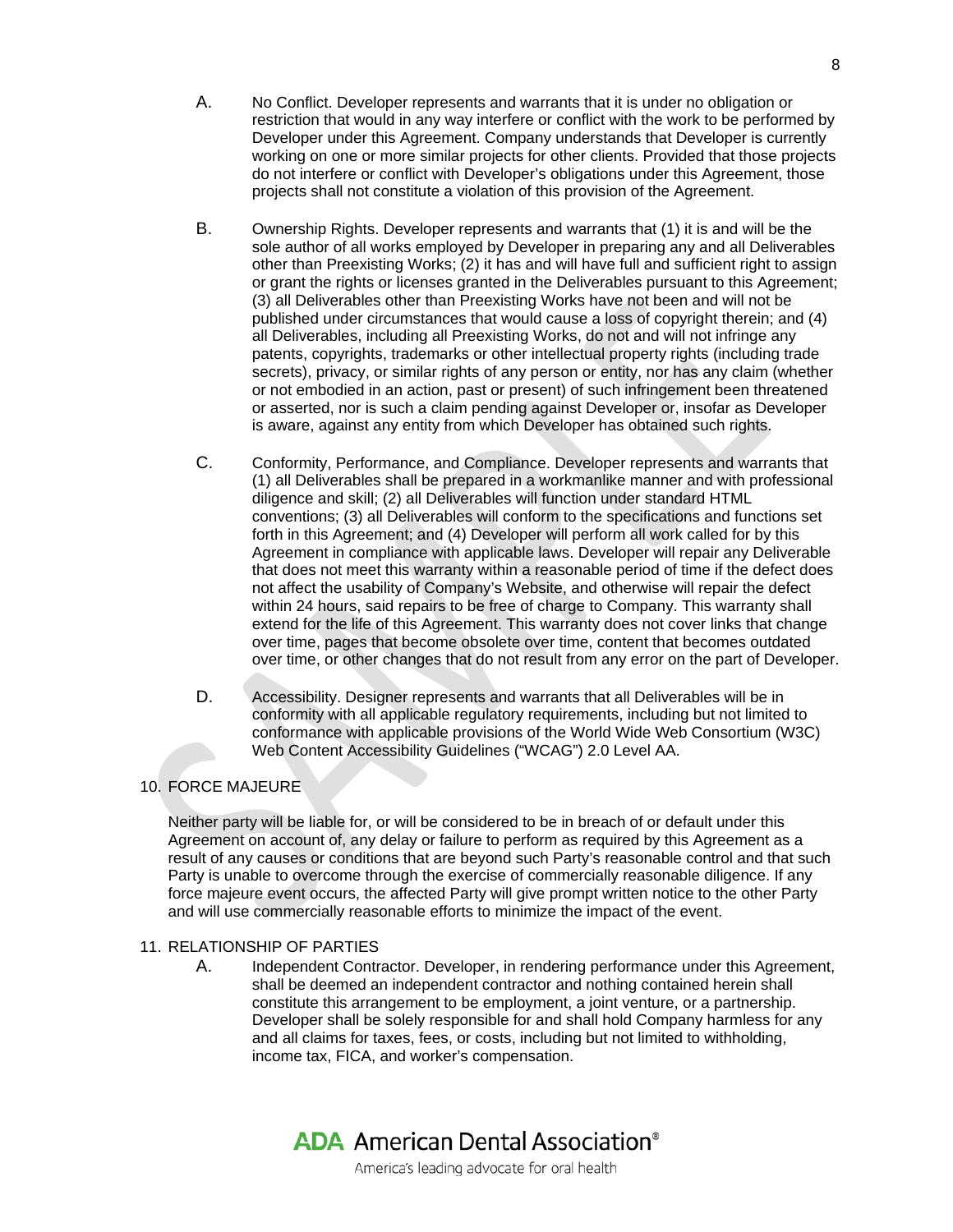A. No Conflict. Developer represents and warrants that it is under no obligation or restriction that would in any way interfere or conflict with the work to be performed by Developer under this Agreement. Company understands that Developer is currently working on one or more similar projects for other clients. Provided that those projects do not interfere or conflict with Developer's obligations under this Agreement, those projects shall not constitute a violation of this provision of the Agreement.

B. Ownership Rights. Developer represents and warrants that (1) it is and will be the sole author of all works employed by Developer in preparing any and all Deliverables other than Preexisting Works; (2) it has and will have full and sufficient right to assign or grant the rights or licenses granted in the Deliverables pursuant to this Agreement; (3) all Deliverables other than Preexisting Works have not been and will not be published under circumstances that would cause a loss of copyright therein; and (4) all Deliverables, including all Preexisting Works, do not and will not infringe any patents, copyrights, trademarks or other intellectual property rights (including trade secrets), privacy, or similar rights of any person or entity, nor has any claim (whether or not embodied in an action, past or present) of such infringement been threatened or asserted, nor is such a claim pending against Developer or, insofar as Developer is aware, against any entity from which Developer has obtained such rights.

C. Conformity, Performance, and Compliance. Developer represents and warrants that (1) all Deliverables shall be prepared in a workmanlike manner and with professional diligence and skill; (2) all Deliverables will function under standard HTML conventions; (3) all Deliverables will conform to the specifications and functions set forth in this Agreement; and (4) Developer will perform all work called for by this Agreement in compliance with applicable laws. Developer will repair any Deliverable that does not meet this warranty within a reasonable period of time if the defect does not affect the usability of Company's Website, and otherwise will repair the defect within 24 hours, said repairs to be free of charge to Company. This warranty shall extend for the life of this Agreement. This warranty does not cover links that change over time, pages that become obsolete over time, content that becomes outdated over time, or other changes that do not result from any error on the part of Developer.

D. Accessibility. Designer represents and warrants that all Deliverables will be in conformity with all applicable regulatory requirements, including but not limited to conformance with applicable provisions of the World Wide Web Consortium (W3C) Web Content Accessibility Guidelines ("WCAG") 2.0 Level AA.

## 10. FORCE MAJEURE

Neither party will be liable for, or will be considered to be in breach of or default under this Agreement on account of, any delay or failure to perform as required by this Agreement as a result of any causes or conditions that are beyond such Party's reasonable control and that such Party is unable to overcome through the exercise of commercially reasonable diligence. If any force majeure event occurs, the affected Party will give prompt written notice to the other Party and will use commercially reasonable efforts to minimize the impact of the event.

## 11. RELATIONSHIP OF PARTIES

A. Independent Contractor. Developer, in rendering performance under this Agreement, shall be deemed an independent contractor and nothing contained herein shall constitute this arrangement to be employment, a joint venture, or a partnership. Developer shall be solely responsible for and shall hold Company harmless for any and all claims for taxes, fees, or costs, including but not limited to withholding, income tax, FICA, and worker's compensation.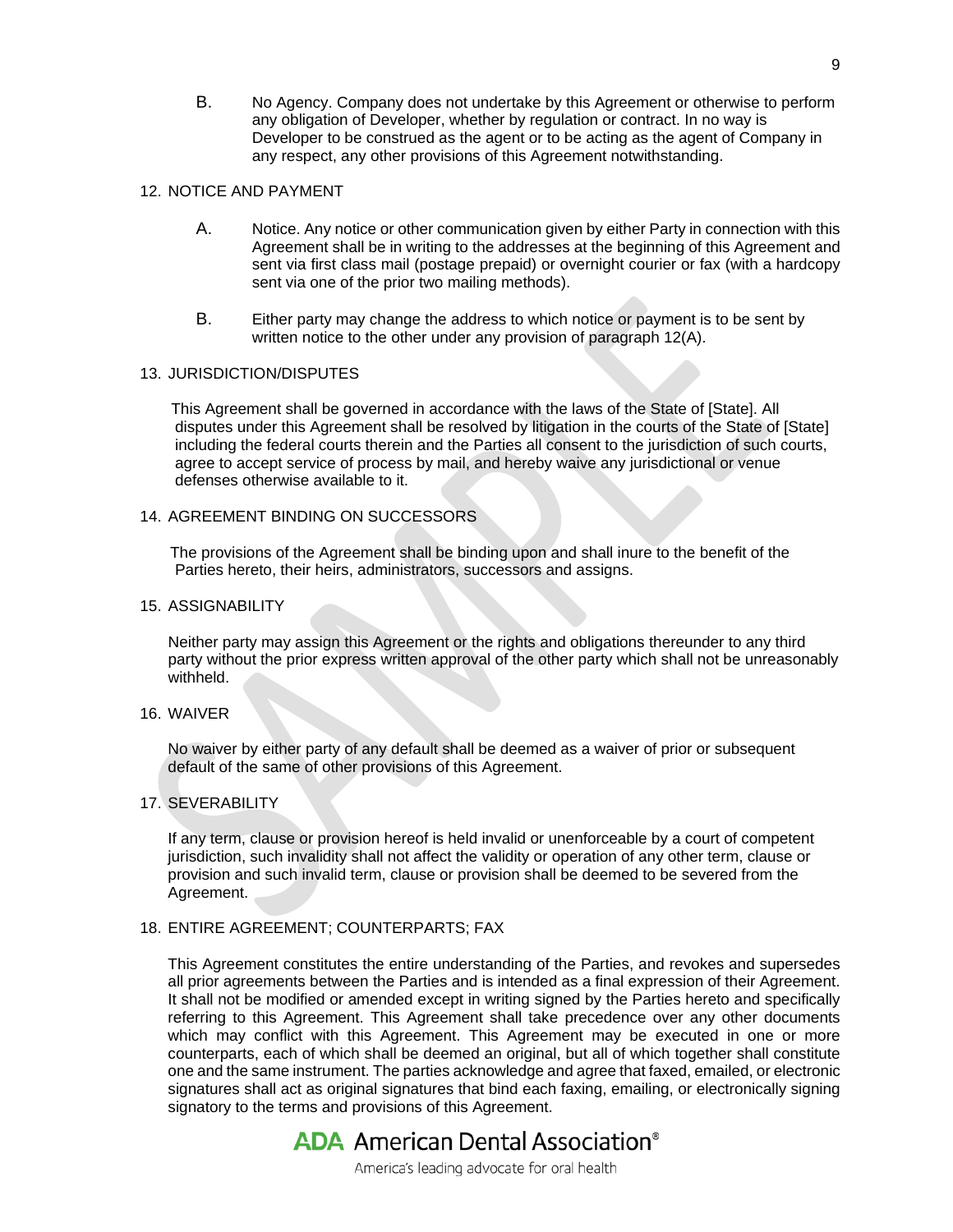B. No Agency. Company does not undertake by this Agreement or otherwise to perform any obligation of Developer, whether by regulation or contract. In no way is Developer to be construed as the agent or to be acting as the agent of Company in any respect, any other provisions of this Agreement notwithstanding.

12. NOTICE AND PAYMENT

A. Notice. Any notice or other communication given by either Party in connection with this Agreement shall be in writing to the addresses at the beginning of this Agreement and sent via first class mail (postage prepaid) or overnight courier or fax (with a hardcopy sent via one of the prior two mailing methods).

B. Either party may change the address to which notice or payment is to be sent by written notice to the other under any provision of paragraph 12(A).

13. JURISDICTION/DISPUTES

This Agreement shall be governed in accordance with the laws of the State of [State]. All disputes under this Agreement shall be resolved by litigation in the courts of the State of [State] including the federal courts therein and the Parties all consent to the jurisdiction of such courts, agree to accept service of process by mail, and hereby waive any jurisdictional or venue defenses otherwise available to it.

14. AGREEMENT BINDING ON SUCCESSORS

The provisions of the Agreement shall be binding upon and shall inure to the benefit of the Parties hereto, their heirs, administrators, successors and assigns.

15. ASSIGNABILITY

Neither party may assign this Agreement or the rights and obligations thereunder to any third party without the prior express written approval of the other party which shall not be unreasonably withheld.

16. WAIVER

No waiver by either party of any default shall be deemed as a waiver of prior or subsequent default of the same of other provisions of this Agreement.

17. SEVERABILITY

If any term, clause or provision hereof is held invalid or unenforceable by a court of competent jurisdiction, such invalidity shall not affect the validity or operation of any other term, clause or provision and such invalid term, clause or provision shall be deemed to be severed from the Agreement.

18. ENTIRE AGREEMENT; COUNTERPARTS; FAX

This Agreement constitutes the entire understanding of the Parties, and revokes and supersedes all prior agreements between the Parties and is intended as a final expression of their Agreement. It shall not be modified or amended except in writing signed by the Parties hereto and specifically referring to this Agreement. This Agreement shall take precedence over any other documents which may conflict with this Agreement. This Agreement may be executed in one or more counterparts, each of which shall be deemed an original, but all of which together shall constitute one and the same instrument. The parties acknowledge and agree that faxed, emailed, or electronic signatures shall act as original signatures that bind each faxing, emailing, or electronically signing signatory to the terms and provisions of this Agreement.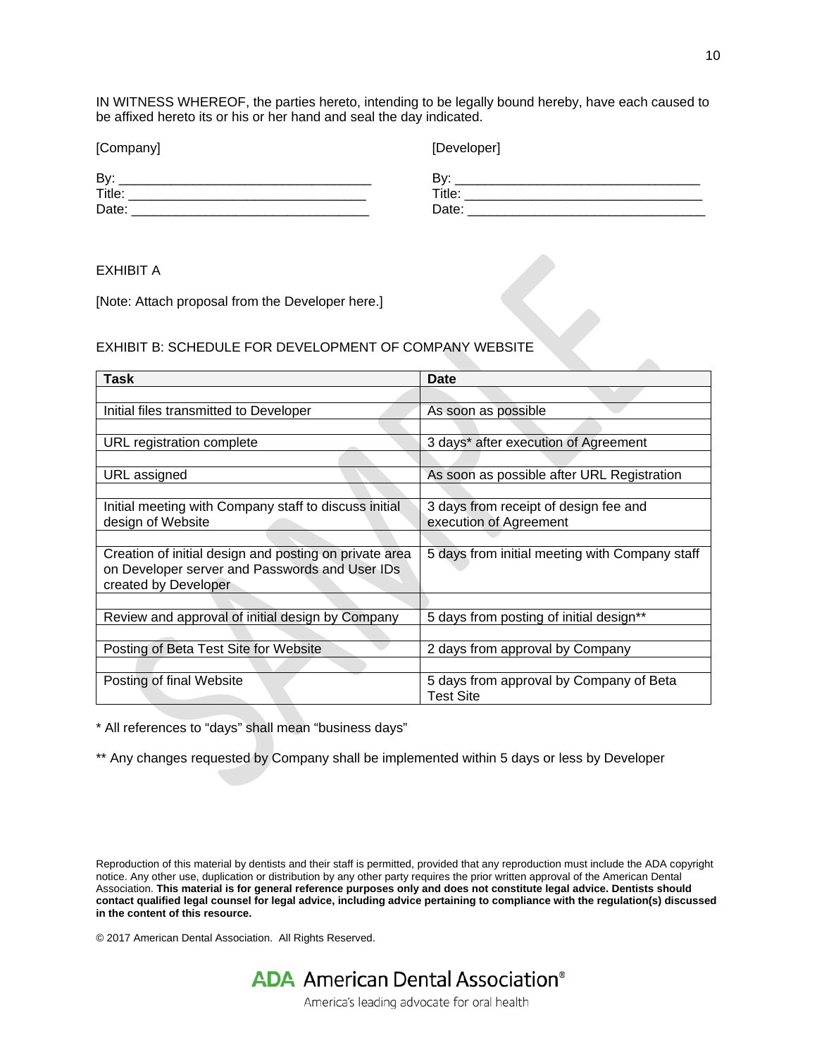IN WITNESS WHEREOF, the parties hereto, intending to be legally bound hereby, have each caused to be affixed hereto its or his or her hand and seal the day indicated.

[Company]

By: ___________________________________
Title: _________________________________
Date: _________________________________

[Developer]

By: ___________________________________
Title: _________________________________
Date: _________________________________

EXHIBIT A

[Note: Attach proposal from the Developer here.]

EXHIBIT B: SCHEDULE FOR DEVELOPMENT OF COMPANY WEBSITE

| **Task** | **Date** |
|---|---|
| | |
| Initial files transmitted to Developer | As soon as possible |
| | |
| URL registration complete | 3 days* after execution of Agreement |
| | |
| URL assigned | As soon as possible after URL Registration |
| | |
| Initial meeting with Company staff to discuss initial design of Website | 3 days from receipt of design fee and execution of Agreement |
| | |
| Creation of initial design and posting on private area on Developer server and Passwords and User IDs created by Developer | 5 days from initial meeting with Company staff |
| | |
| Review and approval of initial design by Company | 5 days from posting of initial design** |
| | |
| Posting of Beta Test Site for Website | 2 days from approval by Company |
| | |
| Posting of final Website | 5 days from approval by Company of Beta Test Site |

* All references to "days" shall mean "business days"

** Any changes requested by Company shall be implemented within 5 days or less by Developer

Reproduction of this material by dentists and their staff is permitted, provided that any reproduction must include the ADA copyright notice. Any other use, duplication or distribution by any other party requires the prior written approval of the American Dental Association. **This material is for general reference purposes only and does not constitute legal advice. Dentists should contact qualified legal counsel for legal advice, including advice pertaining to compliance with the regulation(s) discussed in the content of this resource.**

© 2017 American Dental Association. All Rights Reserved.

ADA American Dental Association®

America's leading advocate for oral health